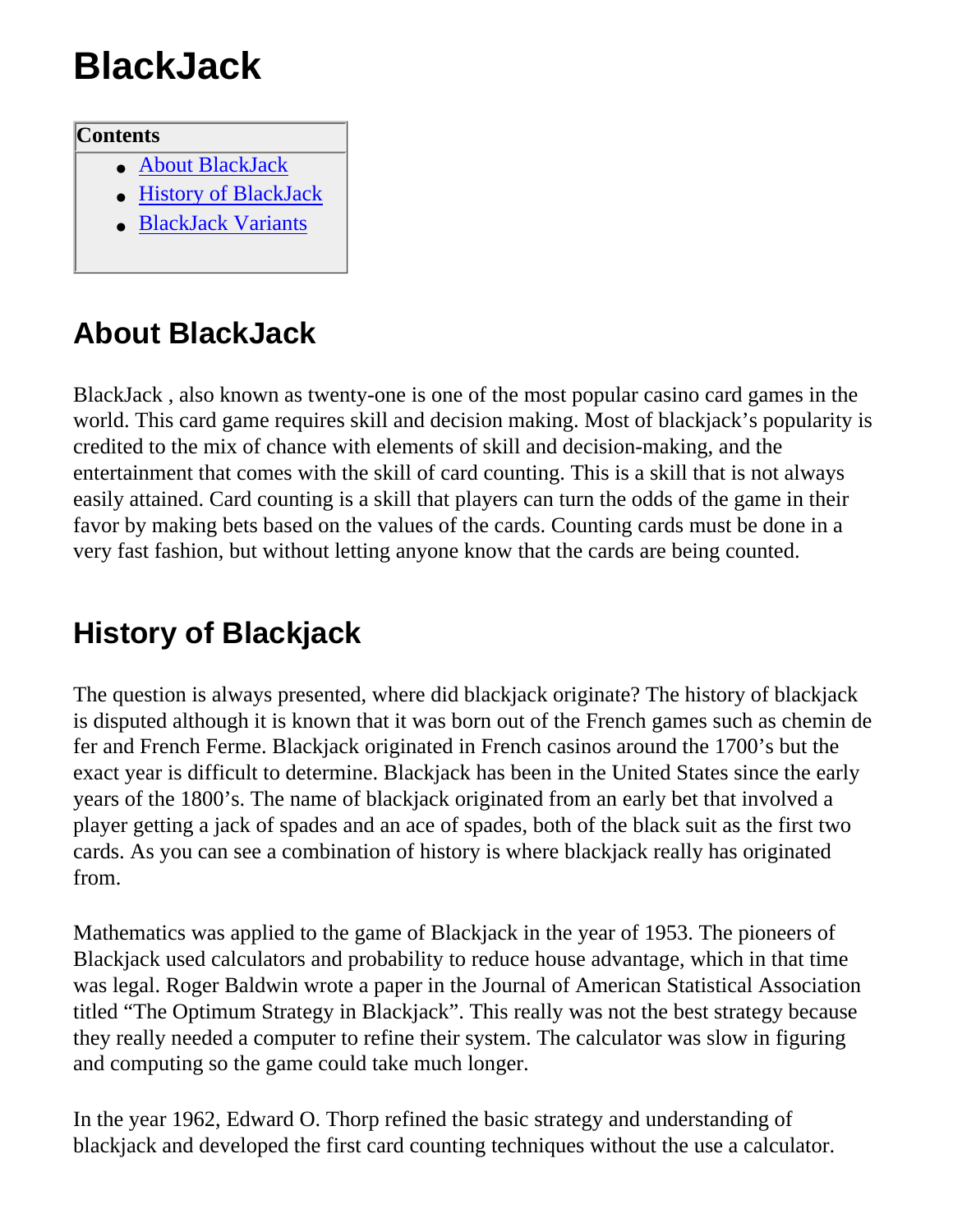# BlackJack

**Contents**

- About BlackJack
- History of BlackJack
- BlackJack Variants

## About BlackJack

BlackJack , also known as twenty-one is one of the most popular casino card games in the world. This card game requires skill and decision making. Most of blackjack's popularity is credited to the mix of chance with elements of skill and decision-making, and the entertainment that comes with the skill of card counting. This is a skill that is not always easily attained. Card counting is a skill that players can turn the odds of the game in their favor by making bets based on the values of the cards. Counting cards must be done in a very fast fashion, but without letting anyone know that the cards are being counted.

## History of Blackjack

The question is always presented, where did blackjack originate? The history of blackjack is disputed although it is known that it was born out of the French games such as chemin de fer and French Ferme. Blackjack originated in French casinos around the 1700's but the exact year is difficult to determine. Blackjack has been in the United States since the early years of the 1800's. The name of blackjack originated from an early bet that involved a player getting a jack of spades and an ace of spades, both of the black suit as the first two cards. As you can see a combination of history is where blackjack really has originated from.

Mathematics was applied to the game of Blackjack in the year of 1953. The pioneers of Blackjack used calculators and probability to reduce house advantage, which in that time was legal. Roger Baldwin wrote a paper in the Journal of American Statistical Association titled "The Optimum Strategy in Blackjack". This really was not the best strategy because they really needed a computer to refine their system. The calculator was slow in figuring and computing so the game could take much longer.

In the year 1962, Edward O. Thorp refined the basic strategy and understanding of blackjack and developed the first card counting techniques without the use a calculator.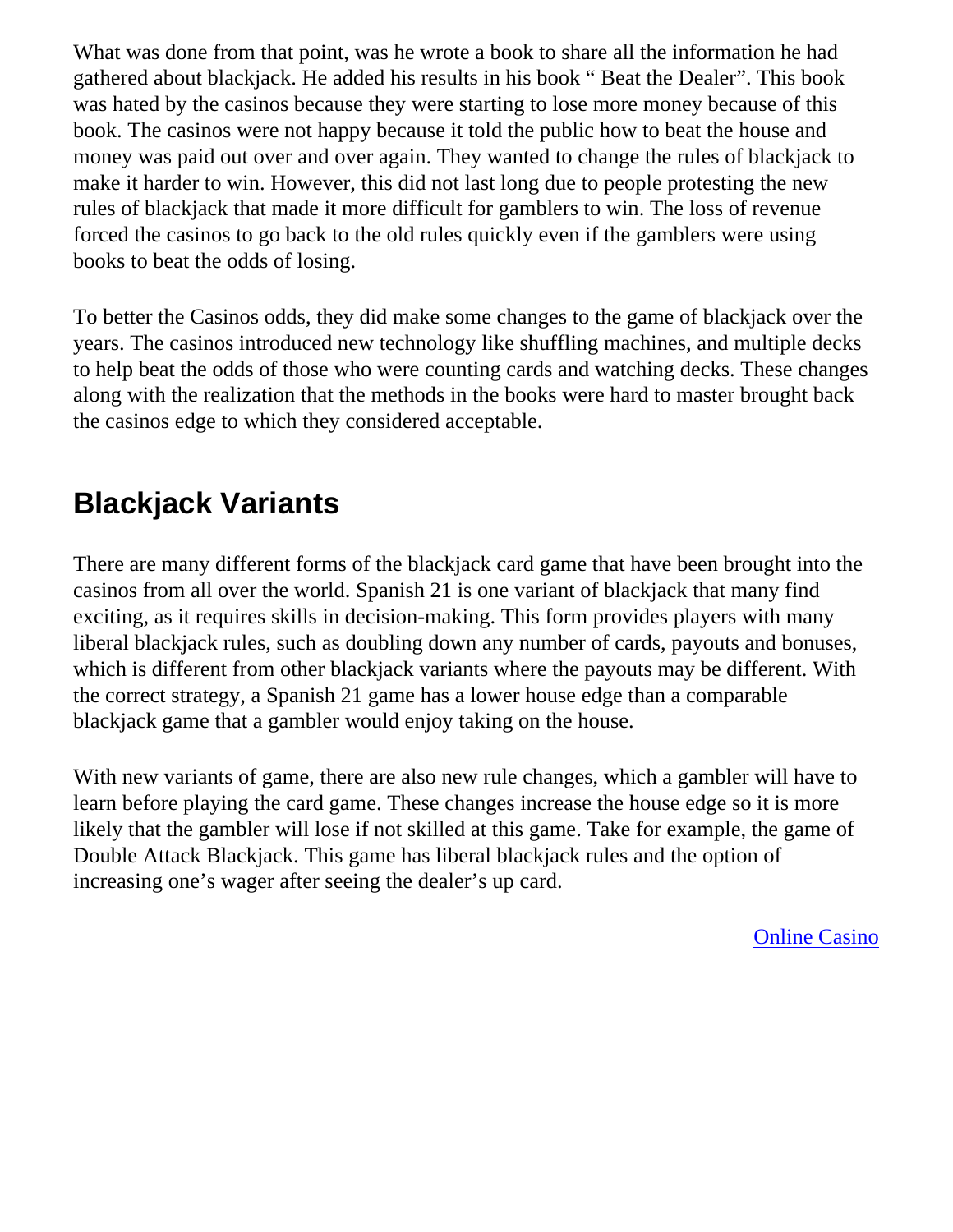What was done from that point, was he wrote a book to share all the information he had gathered about blackjack. He added his results in his book " Beat the Dealer". This book was hated by the casinos because they were starting to lose more money because of this book. The casinos were not happy because it told the public how to beat the house and money was paid out over and over again. They wanted to change the rules of blackjack to make it harder to win. However, this did not last long due to people protesting the new rules of blackjack that made it more difficult for gamblers to win. The loss of revenue forced the casinos to go back to the old rules quickly even if the gamblers were using books to beat the odds of losing.

To better the Casinos odds, they did make some changes to the game of blackjack over the years. The casinos introduced new technology like shuffling machines, and multiple decks to help beat the odds of those who were counting cards and watching decks. These changes along with the realization that the methods in the books were hard to master brought back the casinos edge to which they considered acceptable.

## Blackjack Variants

There are many different forms of the blackjack card game that have been brought into the casinos from all over the world. Spanish 21 is one variant of blackjack that many find exciting, as it requires skills in decision-making. This form provides players with many liberal blackjack rules, such as doubling down any number of cards, payouts and bonuses, which is different from other blackjack variants where the payouts may be different. With the correct strategy, a Spanish 21 game has a lower house edge than a comparable blackjack game that a gambler would enjoy taking on the house.

With new variants of game, there are also new rule changes, which a gambler will have to learn before playing the card game. These changes increase the house edge so it is more likely that the gambler will lose if not skilled at this game. Take for example, the game of Double Attack Blackjack. This game has liberal blackjack rules and the option of increasing one's wager after seeing the dealer's up card.

Online Casino